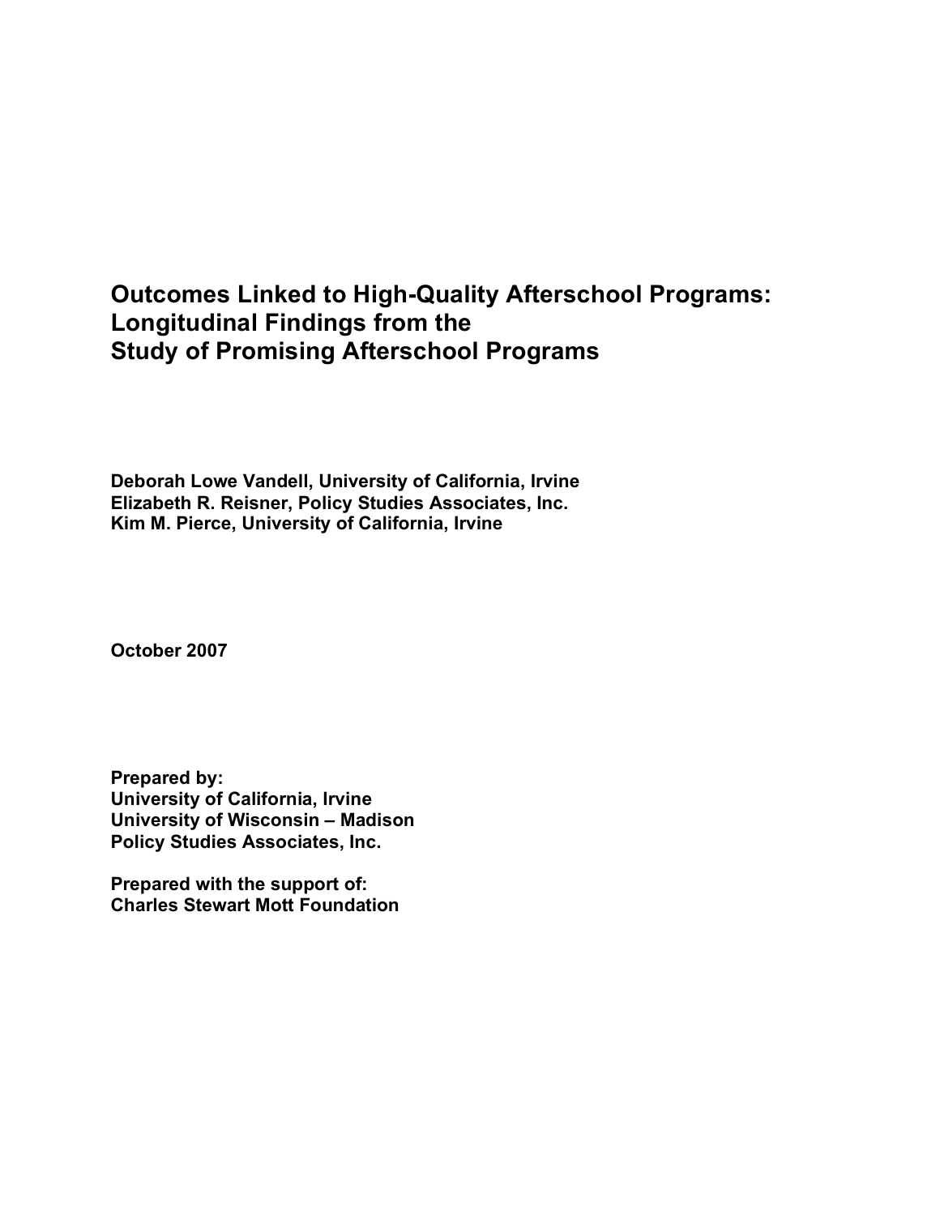# Outcomes Linked to High-Quality Afterschool Programs: Longitudinal Findings from the Study of Promising Afterschool Programs

**Deborah Lowe Vandell, University of California, Irvine**
**Elizabeth R. Reisner, Policy Studies Associates, Inc.**
**Kim M. Pierce, University of California, Irvine**

**October 2007**

**Prepared by:**
**University of California, Irvine**
**University of Wisconsin – Madison**
**Policy Studies Associates, Inc.**

**Prepared with the support of:**
**Charles Stewart Mott Foundation**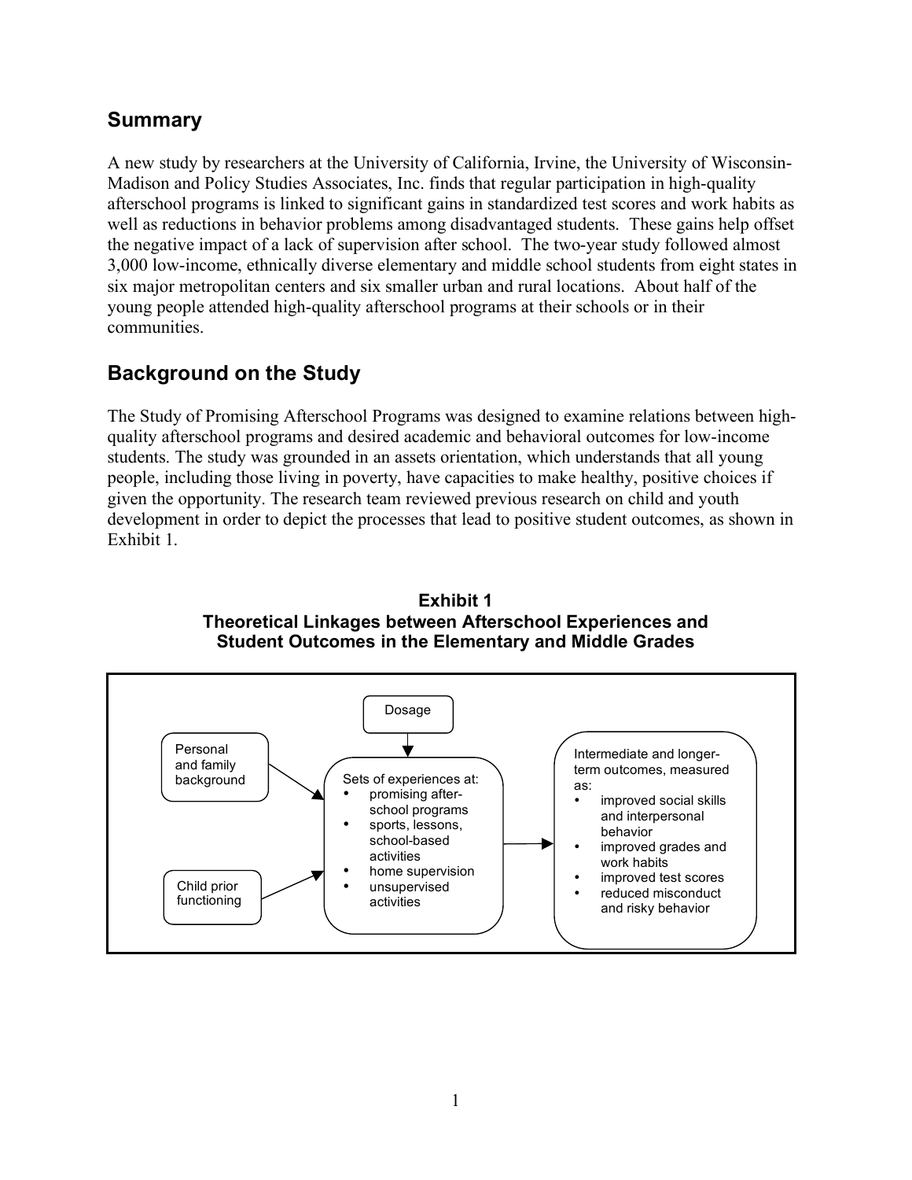## Summary

A new study by researchers at the University of California, Irvine, the University of Wisconsin-Madison and Policy Studies Associates, Inc. finds that regular participation in high-quality afterschool programs is linked to significant gains in standardized test scores and work habits as well as reductions in behavior problems among disadvantaged students. These gains help offset the negative impact of a lack of supervision after school. The two-year study followed almost 3,000 low-income, ethnically diverse elementary and middle school students from eight states in six major metropolitan centers and six smaller urban and rural locations. About half of the young people attended high-quality afterschool programs at their schools or in their communities.

## Background on the Study

The Study of Promising Afterschool Programs was designed to examine relations between high-quality afterschool programs and desired academic and behavioral outcomes for low-income students. The study was grounded in an assets orientation, which understands that all young people, including those living in poverty, have capacities to make healthy, positive choices if given the opportunity. The research team reviewed previous research on child and youth development in order to depict the processes that lead to positive student outcomes, as shown in Exhibit 1.

**Exhibit 1**
**Theoretical Linkages between Afterschool Experiences and Student Outcomes in the Elementary and Middle Grades**

Dosage

Personal and family background

Child prior functioning

Sets of experiences at:
- promising after-school programs
- sports, lessons, school-based activities
- home supervision
- unsupervised activities

Intermediate and longer-term outcomes, measured as:
- improved social skills and interpersonal behavior
- improved grades and work habits
- improved test scores
- reduced misconduct and risky behavior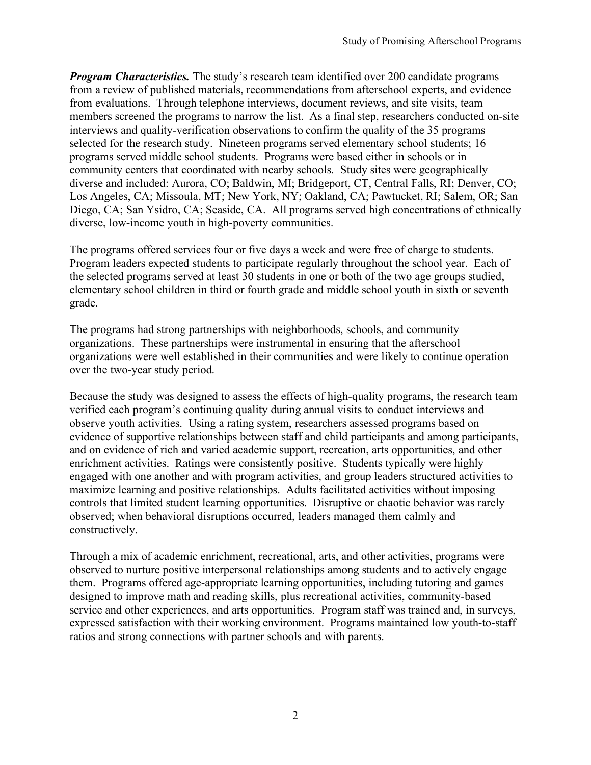***Program Characteristics.*** The study's research team identified over 200 candidate programs from a review of published materials, recommendations from afterschool experts, and evidence from evaluations. Through telephone interviews, document reviews, and site visits, team members screened the programs to narrow the list. As a final step, researchers conducted on-site interviews and quality-verification observations to confirm the quality of the 35 programs selected for the research study. Nineteen programs served elementary school students; 16 programs served middle school students. Programs were based either in schools or in community centers that coordinated with nearby schools. Study sites were geographically diverse and included: Aurora, CO; Baldwin, MI; Bridgeport, CT, Central Falls, RI; Denver, CO; Los Angeles, CA; Missoula, MT; New York, NY; Oakland, CA; Pawtucket, RI; Salem, OR; San Diego, CA; San Ysidro, CA; Seaside, CA. All programs served high concentrations of ethnically diverse, low-income youth in high-poverty communities.

The programs offered services four or five days a week and were free of charge to students. Program leaders expected students to participate regularly throughout the school year. Each of the selected programs served at least 30 students in one or both of the two age groups studied, elementary school children in third or fourth grade and middle school youth in sixth or seventh grade.

The programs had strong partnerships with neighborhoods, schools, and community organizations. These partnerships were instrumental in ensuring that the afterschool organizations were well established in their communities and were likely to continue operation over the two-year study period.

Because the study was designed to assess the effects of high-quality programs, the research team verified each program's continuing quality during annual visits to conduct interviews and observe youth activities. Using a rating system, researchers assessed programs based on evidence of supportive relationships between staff and child participants and among participants, and on evidence of rich and varied academic support, recreation, arts opportunities, and other enrichment activities. Ratings were consistently positive. Students typically were highly engaged with one another and with program activities, and group leaders structured activities to maximize learning and positive relationships. Adults facilitated activities without imposing controls that limited student learning opportunities. Disruptive or chaotic behavior was rarely observed; when behavioral disruptions occurred, leaders managed them calmly and constructively.

Through a mix of academic enrichment, recreational, arts, and other activities, programs were observed to nurture positive interpersonal relationships among students and to actively engage them. Programs offered age-appropriate learning opportunities, including tutoring and games designed to improve math and reading skills, plus recreational activities, community-based service and other experiences, and arts opportunities. Program staff was trained and, in surveys, expressed satisfaction with their working environment. Programs maintained low youth-to-staff ratios and strong connections with partner schools and with parents.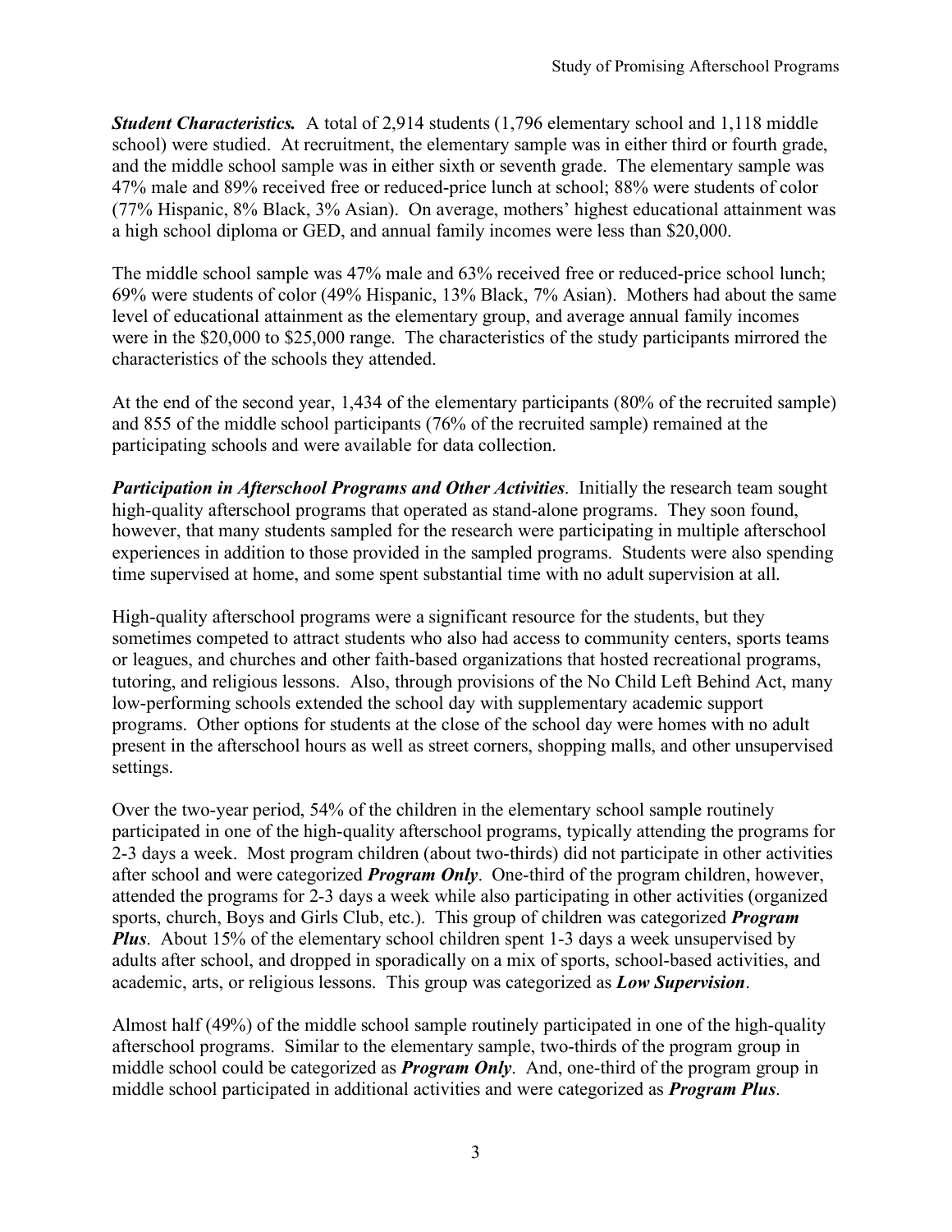***Student Characteristics.*** A total of 2,914 students (1,796 elementary school and 1,118 middle school) were studied. At recruitment, the elementary sample was in either third or fourth grade, and the middle school sample was in either sixth or seventh grade. The elementary sample was 47% male and 89% received free or reduced-price lunch at school; 88% were students of color (77% Hispanic, 8% Black, 3% Asian). On average, mothers' highest educational attainment was a high school diploma or GED, and annual family incomes were less than $20,000.

The middle school sample was 47% male and 63% received free or reduced-price school lunch; 69% were students of color (49% Hispanic, 13% Black, 7% Asian). Mothers had about the same level of educational attainment as the elementary group, and average annual family incomes were in the $20,000 to $25,000 range. The characteristics of the study participants mirrored the characteristics of the schools they attended.

At the end of the second year, 1,434 of the elementary participants (80% of the recruited sample) and 855 of the middle school participants (76% of the recruited sample) remained at the participating schools and were available for data collection.

***Participation in Afterschool Programs and Other Activities***. Initially the research team sought high-quality afterschool programs that operated as stand-alone programs. They soon found, however, that many students sampled for the research were participating in multiple afterschool experiences in addition to those provided in the sampled programs. Students were also spending time supervised at home, and some spent substantial time with no adult supervision at all.

High-quality afterschool programs were a significant resource for the students, but they sometimes competed to attract students who also had access to community centers, sports teams or leagues, and churches and other faith-based organizations that hosted recreational programs, tutoring, and religious lessons. Also, through provisions of the No Child Left Behind Act, many low-performing schools extended the school day with supplementary academic support programs. Other options for students at the close of the school day were homes with no adult present in the afterschool hours as well as street corners, shopping malls, and other unsupervised settings.

Over the two-year period, 54% of the children in the elementary school sample routinely participated in one of the high-quality afterschool programs, typically attending the programs for 2-3 days a week. Most program children (about two-thirds) did not participate in other activities after school and were categorized ***Program Only***. One-third of the program children, however, attended the programs for 2-3 days a week while also participating in other activities (organized sports, church, Boys and Girls Club, etc.). This group of children was categorized ***Program Plus***. About 15% of the elementary school children spent 1-3 days a week unsupervised by adults after school, and dropped in sporadically on a mix of sports, school-based activities, and academic, arts, or religious lessons. This group was categorized as ***Low Supervision***.

Almost half (49%) of the middle school sample routinely participated in one of the high-quality afterschool programs. Similar to the elementary sample, two-thirds of the program group in middle school could be categorized as ***Program Only***. And, one-third of the program group in middle school participated in additional activities and were categorized as ***Program Plus***.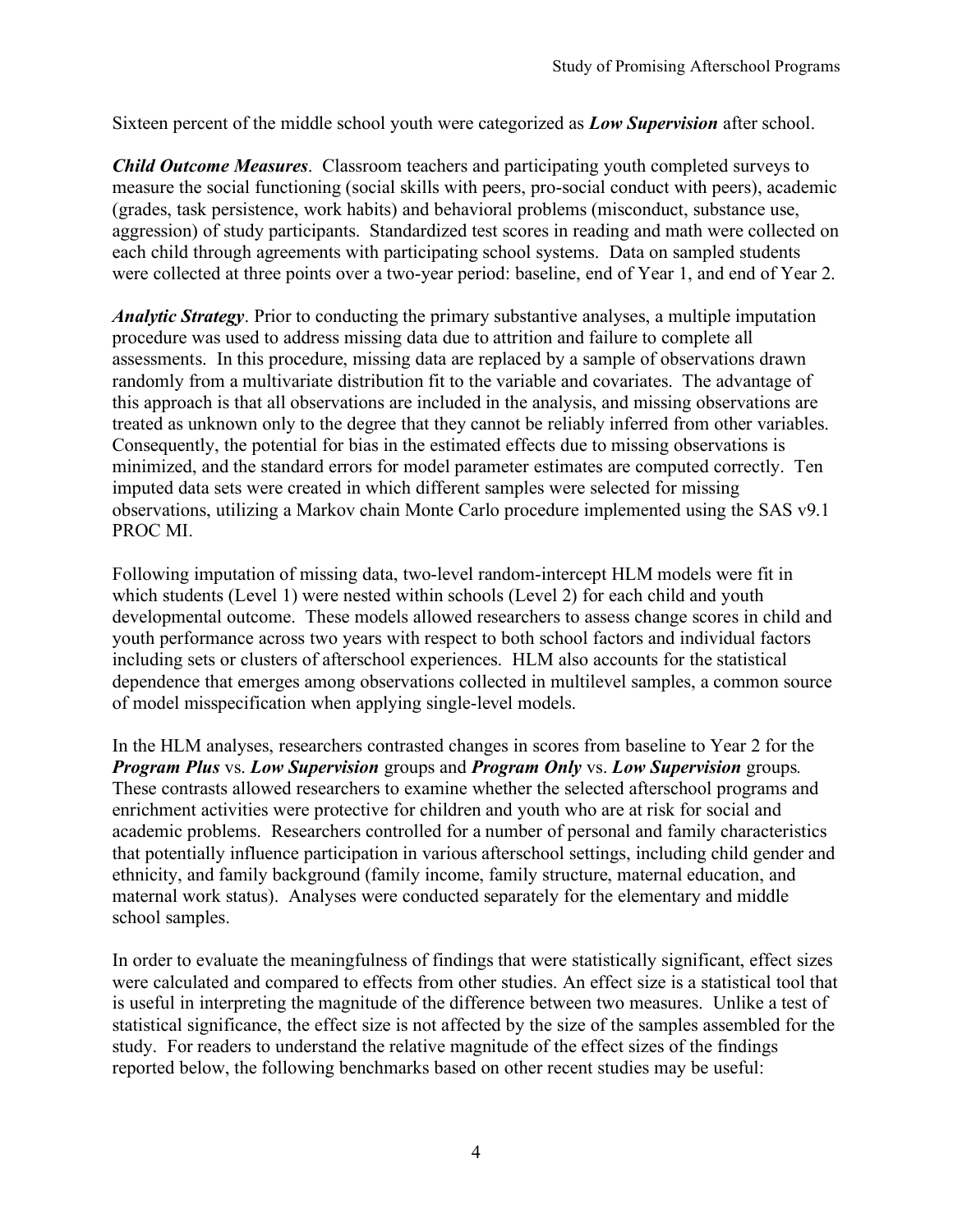Sixteen percent of the middle school youth were categorized as ***Low Supervision*** after school.

***Child Outcome Measures***. Classroom teachers and participating youth completed surveys to measure the social functioning (social skills with peers, pro-social conduct with peers), academic (grades, task persistence, work habits) and behavioral problems (misconduct, substance use, aggression) of study participants. Standardized test scores in reading and math were collected on each child through agreements with participating school systems. Data on sampled students were collected at three points over a two-year period: baseline, end of Year 1, and end of Year 2.

***Analytic Strategy***. Prior to conducting the primary substantive analyses, a multiple imputation procedure was used to address missing data due to attrition and failure to complete all assessments. In this procedure, missing data are replaced by a sample of observations drawn randomly from a multivariate distribution fit to the variable and covariates. The advantage of this approach is that all observations are included in the analysis, and missing observations are treated as unknown only to the degree that they cannot be reliably inferred from other variables. Consequently, the potential for bias in the estimated effects due to missing observations is minimized, and the standard errors for model parameter estimates are computed correctly. Ten imputed data sets were created in which different samples were selected for missing observations, utilizing a Markov chain Monte Carlo procedure implemented using the SAS v9.1 PROC MI.

Following imputation of missing data, two-level random-intercept HLM models were fit in which students (Level 1) were nested within schools (Level 2) for each child and youth developmental outcome. These models allowed researchers to assess change scores in child and youth performance across two years with respect to both school factors and individual factors including sets or clusters of afterschool experiences. HLM also accounts for the statistical dependence that emerges among observations collected in multilevel samples, a common source of model misspecification when applying single-level models.

In the HLM analyses, researchers contrasted changes in scores from baseline to Year 2 for the ***Program Plus*** vs. ***Low Supervision*** groups and ***Program Only*** vs. ***Low Supervision*** groups. These contrasts allowed researchers to examine whether the selected afterschool programs and enrichment activities were protective for children and youth who are at risk for social and academic problems. Researchers controlled for a number of personal and family characteristics that potentially influence participation in various afterschool settings, including child gender and ethnicity, and family background (family income, family structure, maternal education, and maternal work status). Analyses were conducted separately for the elementary and middle school samples.

In order to evaluate the meaningfulness of findings that were statistically significant, effect sizes were calculated and compared to effects from other studies. An effect size is a statistical tool that is useful in interpreting the magnitude of the difference between two measures. Unlike a test of statistical significance, the effect size is not affected by the size of the samples assembled for the study. For readers to understand the relative magnitude of the effect sizes of the findings reported below, the following benchmarks based on other recent studies may be useful: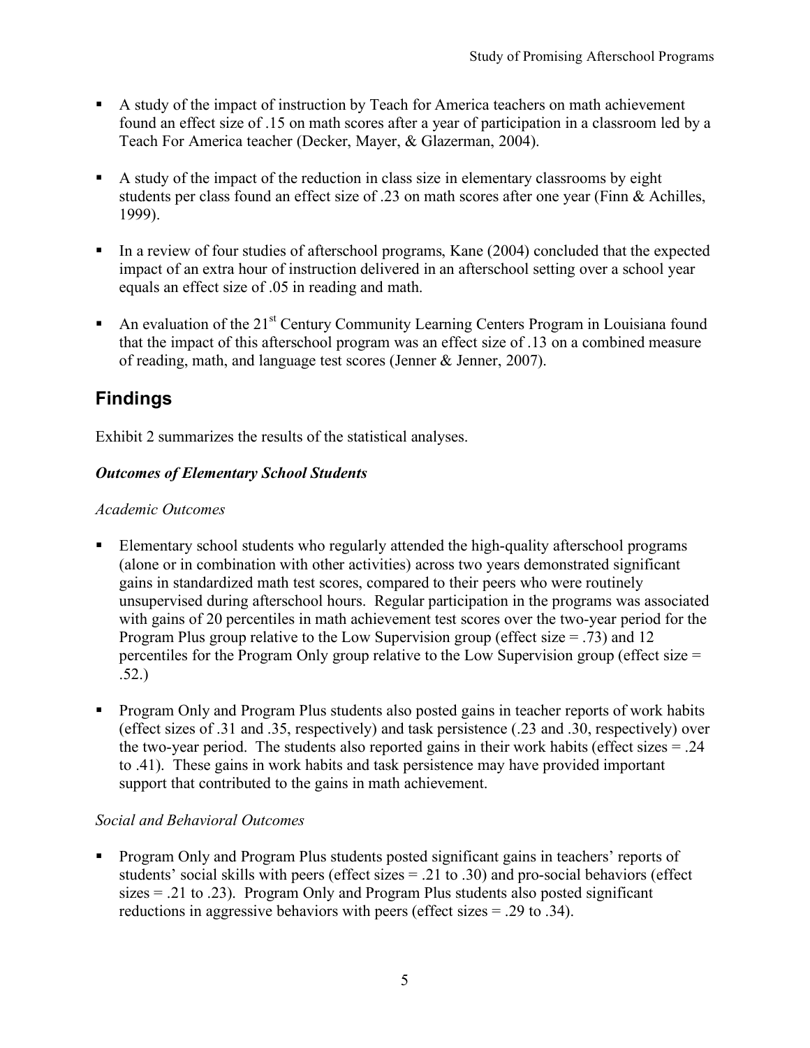- A study of the impact of instruction by Teach for America teachers on math achievement found an effect size of .15 on math scores after a year of participation in a classroom led by a Teach For America teacher (Decker, Mayer, & Glazerman, 2004).

- A study of the impact of the reduction in class size in elementary classrooms by eight students per class found an effect size of .23 on math scores after one year (Finn & Achilles, 1999).

- In a review of four studies of afterschool programs, Kane (2004) concluded that the expected impact of an extra hour of instruction delivered in an afterschool setting over a school year equals an effect size of .05 in reading and math.

- An evaluation of the 21st Century Community Learning Centers Program in Louisiana found that the impact of this afterschool program was an effect size of .13 on a combined measure of reading, math, and language test scores (Jenner & Jenner, 2007).

## Findings

Exhibit 2 summarizes the results of the statistical analyses.

### *Outcomes of Elementary School Students*

*Academic Outcomes*

- Elementary school students who regularly attended the high-quality afterschool programs (alone or in combination with other activities) across two years demonstrated significant gains in standardized math test scores, compared to their peers who were routinely unsupervised during afterschool hours. Regular participation in the programs was associated with gains of 20 percentiles in math achievement test scores over the two-year period for the Program Plus group relative to the Low Supervision group (effect size = .73) and 12 percentiles for the Program Only group relative to the Low Supervision group (effect size = .52.)

- Program Only and Program Plus students also posted gains in teacher reports of work habits (effect sizes of .31 and .35, respectively) and task persistence (.23 and .30, respectively) over the two-year period. The students also reported gains in their work habits (effect sizes = .24 to .41). These gains in work habits and task persistence may have provided important support that contributed to the gains in math achievement.

*Social and Behavioral Outcomes*

- Program Only and Program Plus students posted significant gains in teachers' reports of students' social skills with peers (effect sizes = .21 to .30) and pro-social behaviors (effect sizes = .21 to .23). Program Only and Program Plus students also posted significant reductions in aggressive behaviors with peers (effect sizes = .29 to .34).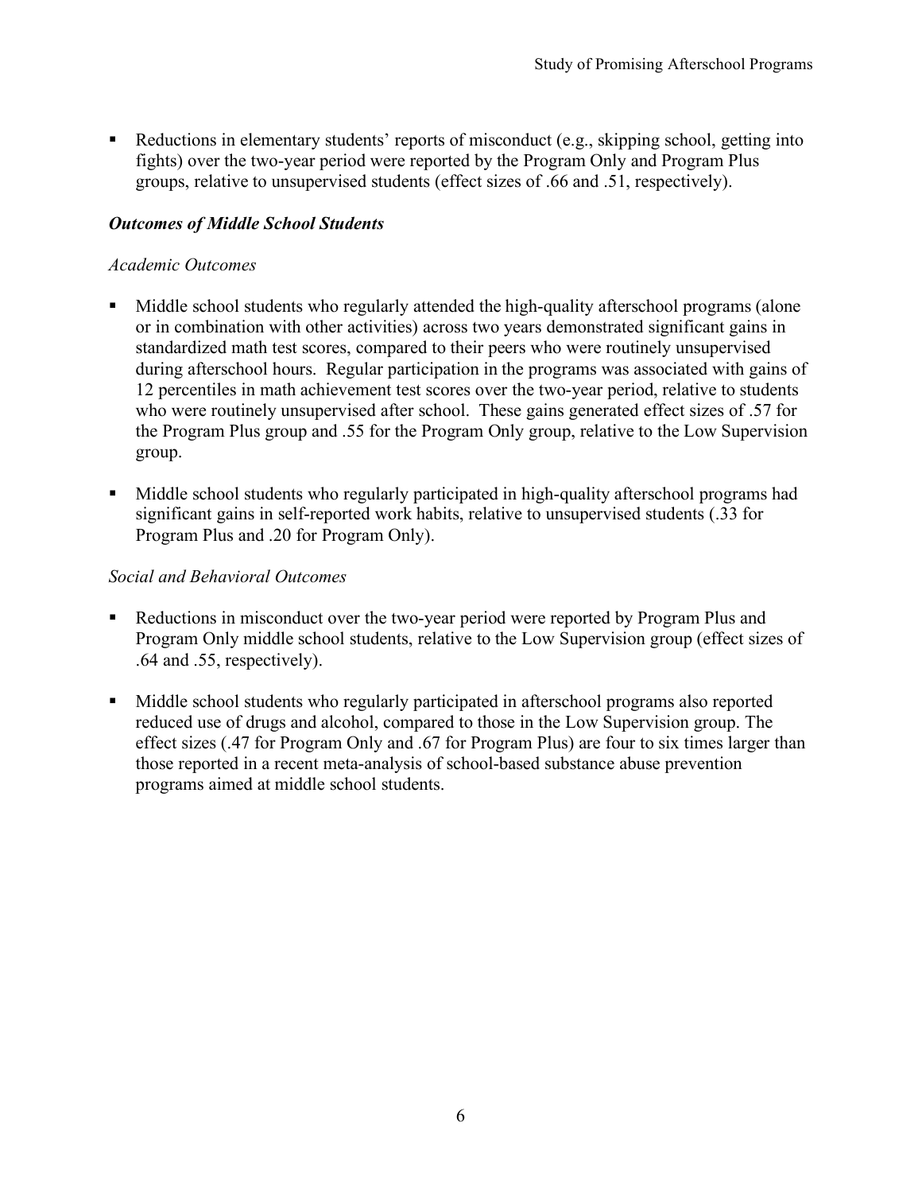- Reductions in elementary students' reports of misconduct (e.g., skipping school, getting into fights) over the two-year period were reported by the Program Only and Program Plus groups, relative to unsupervised students (effect sizes of .66 and .51, respectively).

### *Outcomes of Middle School Students*

*Academic Outcomes*

- Middle school students who regularly attended the high-quality afterschool programs (alone or in combination with other activities) across two years demonstrated significant gains in standardized math test scores, compared to their peers who were routinely unsupervised during afterschool hours. Regular participation in the programs was associated with gains of 12 percentiles in math achievement test scores over the two-year period, relative to students who were routinely unsupervised after school. These gains generated effect sizes of .57 for the Program Plus group and .55 for the Program Only group, relative to the Low Supervision group.
- Middle school students who regularly participated in high-quality afterschool programs had significant gains in self-reported work habits, relative to unsupervised students (.33 for Program Plus and .20 for Program Only).

*Social and Behavioral Outcomes*

- Reductions in misconduct over the two-year period were reported by Program Plus and Program Only middle school students, relative to the Low Supervision group (effect sizes of .64 and .55, respectively).
- Middle school students who regularly participated in afterschool programs also reported reduced use of drugs and alcohol, compared to those in the Low Supervision group. The effect sizes (.47 for Program Only and .67 for Program Plus) are four to six times larger than those reported in a recent meta-analysis of school-based substance abuse prevention programs aimed at middle school students.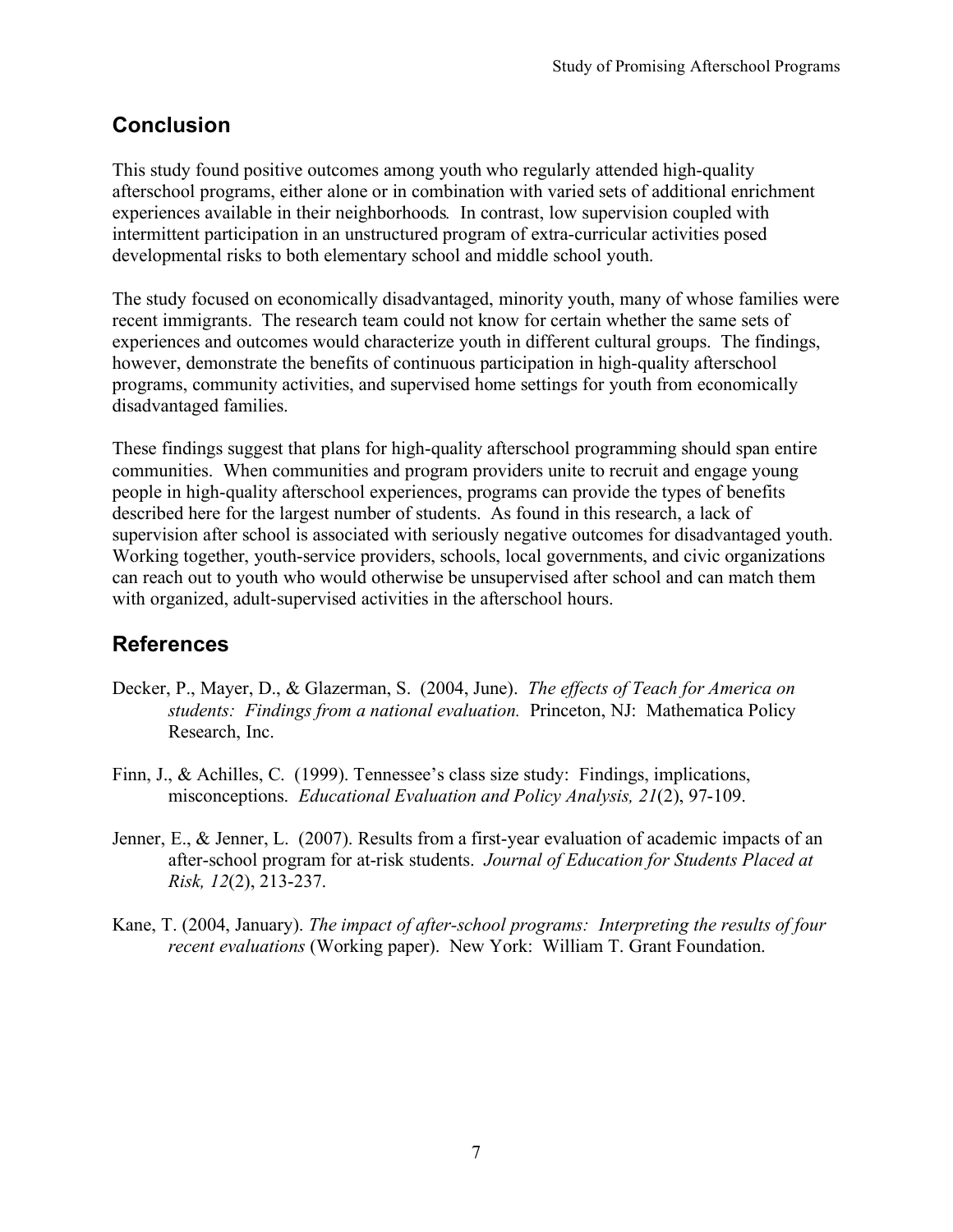## Conclusion

This study found positive outcomes among youth who regularly attended high-quality afterschool programs, either alone or in combination with varied sets of additional enrichment experiences available in their neighborhoods. In contrast, low supervision coupled with intermittent participation in an unstructured program of extra-curricular activities posed developmental risks to both elementary school and middle school youth.

The study focused on economically disadvantaged, minority youth, many of whose families were recent immigrants. The research team could not know for certain whether the same sets of experiences and outcomes would characterize youth in different cultural groups. The findings, however, demonstrate the benefits of continuous participation in high-quality afterschool programs, community activities, and supervised home settings for youth from economically disadvantaged families.

These findings suggest that plans for high-quality afterschool programming should span entire communities. When communities and program providers unite to recruit and engage young people in high-quality afterschool experiences, programs can provide the types of benefits described here for the largest number of students. As found in this research, a lack of supervision after school is associated with seriously negative outcomes for disadvantaged youth. Working together, youth-service providers, schools, local governments, and civic organizations can reach out to youth who would otherwise be unsupervised after school and can match them with organized, adult-supervised activities in the afterschool hours.

## References

Decker, P., Mayer, D., & Glazerman, S. (2004, June). *The effects of Teach for America on students: Findings from a national evaluation.* Princeton, NJ: Mathematica Policy Research, Inc.

Finn, J., & Achilles, C. (1999). Tennessee's class size study: Findings, implications, misconceptions. *Educational Evaluation and Policy Analysis, 21*(2), 97-109.

Jenner, E., & Jenner, L. (2007). Results from a first-year evaluation of academic impacts of an after-school program for at-risk students. *Journal of Education for Students Placed at Risk, 12*(2), 213-237.

Kane, T. (2004, January). *The impact of after-school programs: Interpreting the results of four recent evaluations* (Working paper). New York: William T. Grant Foundation.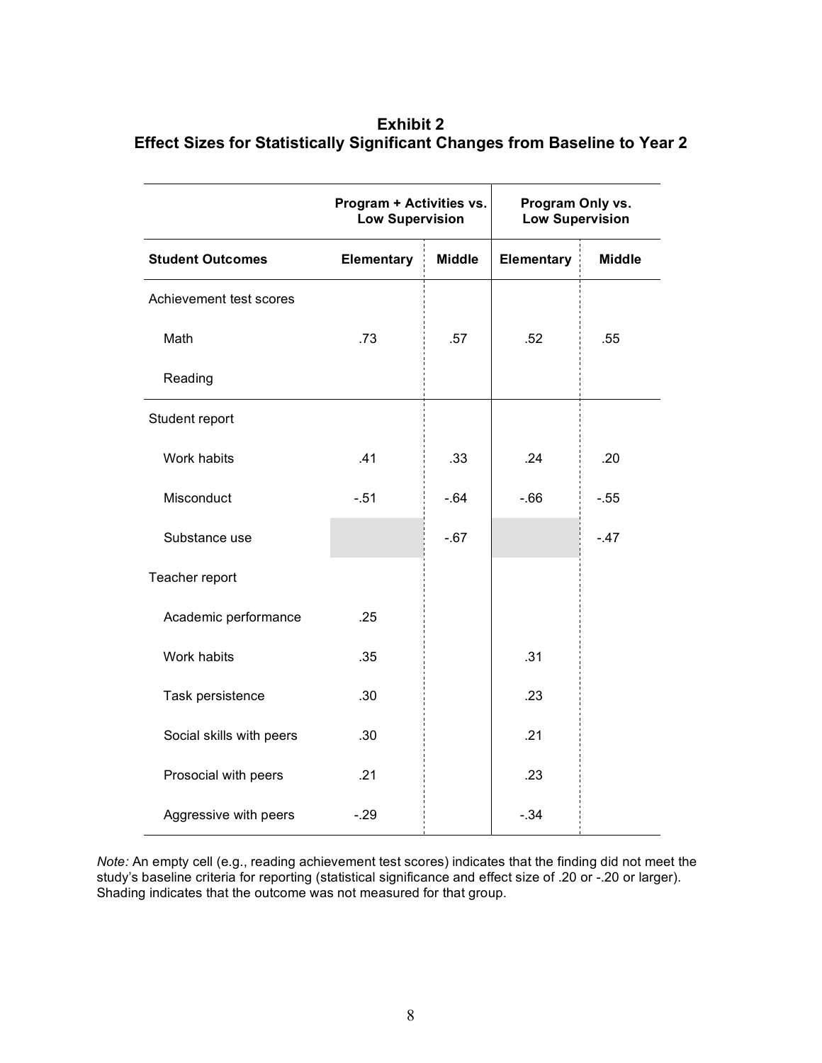**Exhibit 2**
**Effect Sizes for Statistically Significant Changes from Baseline to Year 2**

| | Program + Activities vs. Low Supervision | | Program Only vs. Low Supervision | |
|---|---|---|---|---|
| **Student Outcomes** | **Elementary** | **Middle** | **Elementary** | **Middle** |
| Achievement test scores | | | | |
| Math | .73 | .57 | .52 | .55 |
| Reading | | | | |
| Student report | | | | |
| Work habits | .41 | .33 | .24 | .20 |
| Misconduct | -.51 | -.64 | -.66 | -.55 |
| Substance use | | -.67 | | -.47 |
| Teacher report | | | | |
| Academic performance | .25 | | | |
| Work habits | .35 | | .31 | |
| Task persistence | .30 | | .23 | |
| Social skills with peers | .30 | | .21 | |
| Prosocial with peers | .21 | | .23 | |
| Aggressive with peers | -.29 | | -.34 | |

*Note:* An empty cell (e.g., reading achievement test scores) indicates that the finding did not meet the study's baseline criteria for reporting (statistical significance and effect size of .20 or -.20 or larger). Shading indicates that the outcome was not measured for that group.